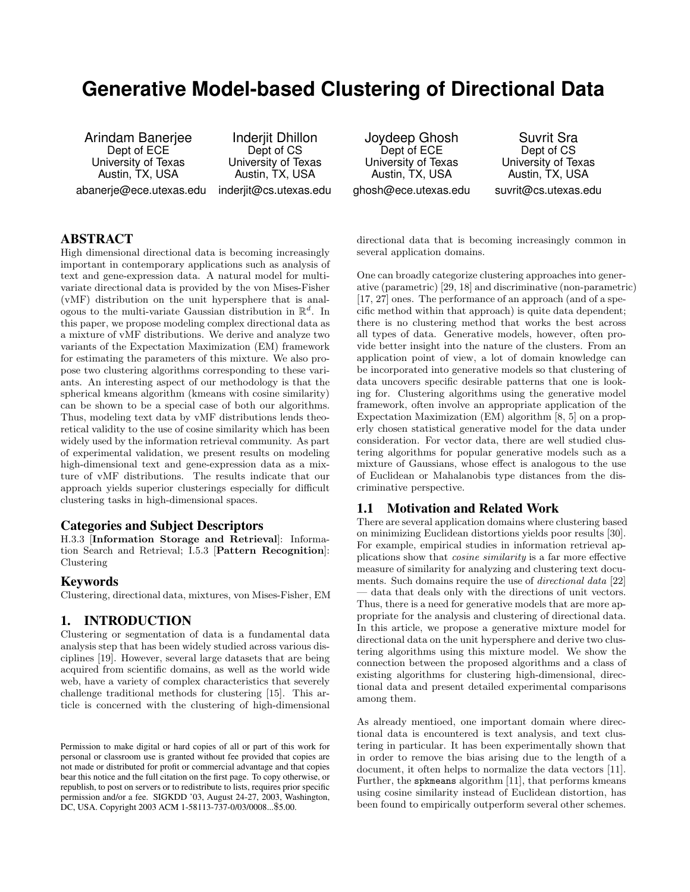# Generative Model-based Clustering of Directional Data

Arindam Banerjee
Dept of ECE
University of Texas
Austin, TX, USA
abanerje@ece.utexas.edu

Inderjit Dhillon
Dept of CS
University of Texas
Austin, TX, USA
inderjit@cs.utexas.edu

Joydeep Ghosh
Dept of ECE
University of Texas
Austin, TX, USA
ghosh@ece.utexas.edu

Suvrit Sra
Dept of CS
University of Texas
Austin, TX, USA
suvrit@cs.utexas.edu

## ABSTRACT

High dimensional directional data is becoming increasingly important in contemporary applications such as analysis of text and gene-expression data. A natural model for multi-variate directional data is provided by the von Mises-Fisher (vMF) distribution on the unit hypersphere that is analogous to the multi-variate Gaussian distribution in $\mathbb{R}^d$. In this paper, we propose modeling complex directional data as a mixture of vMF distributions. We derive and analyze two variants of the Expectation Maximization (EM) framework for estimating the parameters of this mixture. We also propose two clustering algorithms corresponding to these variants. An interesting aspect of our methodology is that the spherical kmeans algorithm (kmeans with cosine similarity) can be shown to be a special case of both our algorithms. Thus, modeling text data by vMF distributions lends theoretical validity to the use of cosine similarity which has been widely used by the information retrieval community. As part of experimental validation, we present results on modeling high-dimensional text and gene-expression data as a mixture of vMF distributions. The results indicate that our approach yields superior clusterings especially for difficult clustering tasks in high-dimensional spaces.

### Categories and Subject Descriptors

H.3.3 [**Information Storage and Retrieval**]: Information Search and Retrieval; I.5.3 [**Pattern Recognition**]: Clustering

### Keywords

Clustering, directional data, mixtures, von Mises-Fisher, EM

## 1. INTRODUCTION

Clustering or segmentation of data is a fundamental data analysis step that has been widely studied across various disciplines [19]. However, several large datasets that are being acquired from scientific domains, as well as the world wide web, have a variety of complex characteristics that severely challenge traditional methods for clustering [15]. This article is concerned with the clustering of high-dimensional directional data that is becoming increasingly common in several application domains.

One can broadly categorize clustering approaches into generative (parametric) [29, 18] and discriminative (non-parametric) [17, 27] ones. The performance of an approach (and of a specific method within that approach) is quite data dependent; there is no clustering method that works the best across all types of data. Generative models, however, often provide better insight into the nature of the clusters. From an application point of view, a lot of domain knowledge can be incorporated into generative models so that clustering of data uncovers specific desirable patterns that one is looking for. Clustering algorithms using the generative model framework, often involve an appropriate application of the Expectation Maximization (EM) algorithm [8, 5] on a properly chosen statistical generative model for the data under consideration. For vector data, there are well studied clustering algorithms for popular generative models such as a mixture of Gaussians, whose effect is analogous to the use of Euclidean or Mahalanobis type distances from the discriminative perspective.

### 1.1 Motivation and Related Work

There are several application domains where clustering based on minimizing Euclidean distortions yields poor results [30]. For example, empirical studies in information retrieval applications show that *cosine similarity* is a far more effective measure of similarity for analyzing and clustering text documents. Such domains require the use of *directional data* [22] — data that deals only with the directions of unit vectors. Thus, there is a need for generative models that are more appropriate for the analysis and clustering of directional data. In this article, we propose a generative mixture model for directional data on the unit hypersphere and derive two clustering algorithms using this mixture model. We show the connection between the proposed algorithms and a class of existing algorithms for clustering high-dimensional, directional data and present detailed experimental comparisons among them.

As already mentioed, one important domain where directional data is encountered is text analysis, and text clustering in particular. It has been experimentally shown that in order to remove the bias arising due to the length of a document, it often helps to normalize the data vectors [11]. Further, the `spkmeans` algorithm [11], that performs kmeans using cosine similarity instead of Euclidean distortion, has been found to empirically outperform several other schemes.

Permission to make digital or hard copies of all or part of this work for personal or classroom use is granted without fee provided that copies are not made or distributed for profit or commercial advantage and that copies bear this notice and the full citation on the first page. To copy otherwise, or republish, to post on servers or to redistribute to lists, requires prior specific permission and/or a fee. SIGKDD '03, August 24-27, 2003, Washington, DC, USA. Copyright 2003 ACM 1-58113-737-0/03/0008...$5.00.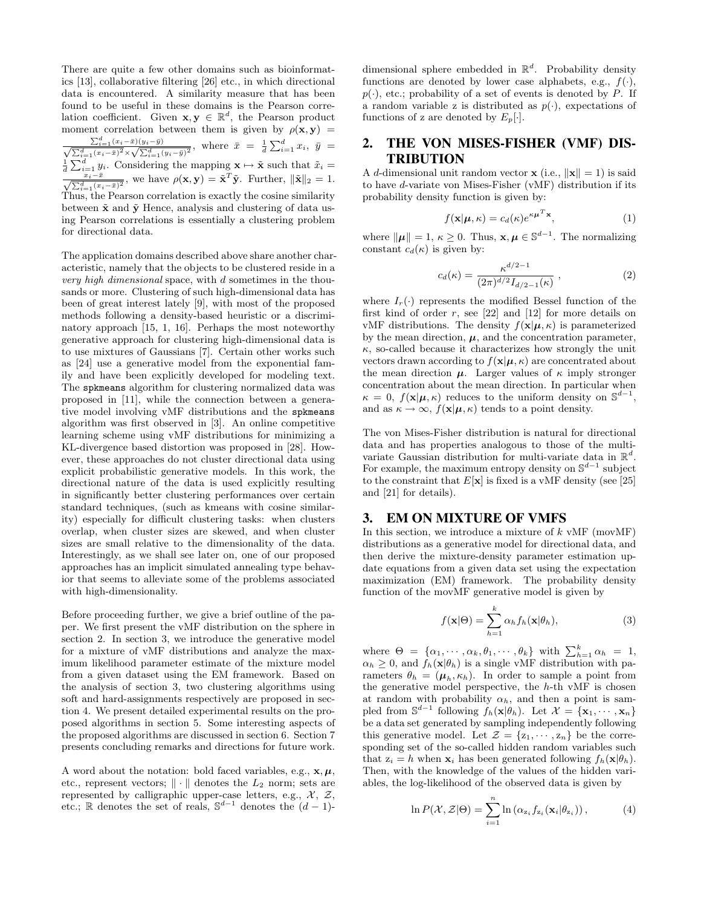There are quite a few other domains such as bioinformatics [13], collaborative filtering [26] etc., in which directional data is encountered. A similarity measure that has been found to be useful in these domains is the Pearson correlation coefficient. Given $\mathbf{x}, \mathbf{y} \in \mathbb{R}^d$, the Pearson product moment correlation between them is given by $\rho(\mathbf{x}, \mathbf{y}) = \frac{\sum_{i=1}^d (x_i - \bar{x})(y_i - \bar{y})}{\sqrt{\sum_{i=1}^d (x_i - \bar{x})^2} \times \sqrt{\sum_{i=1}^d (y_i - \bar{y})^2}}$, where $\bar{x} = \frac{1}{d}\sum_{i=1}^d x_i$, $\bar{y} = \frac{1}{d}\sum_{i=1}^d y_i$. Considering the mapping $\mathbf{x} \mapsto \tilde{\mathbf{x}}$ such that $\tilde{x}_i = \frac{x_i - \bar{x}}{\sqrt{\sum_{i=1}^d (x_i - \bar{x})^2}}$, we have $\rho(\mathbf{x}, \mathbf{y}) = \tilde{\mathbf{x}}^T \tilde{\mathbf{y}}$. Further, $\|\tilde{\mathbf{x}}\|_2 = 1$. Thus, the Pearson correlation is exactly the cosine similarity between $\tilde{\mathbf{x}}$ and $\tilde{\mathbf{y}}$ Hence, analysis and clustering of data using Pearson correlations is essentially a clustering problem for directional data.

The application domains described above share another characteristic, namely that the objects to be clustered reside in a *very high dimensional* space, with $d$ sometimes in the thousands or more. Clustering of such high-dimensional data has been of great interest lately [9], with most of the proposed methods following a density-based heuristic or a discriminatory approach [15, 1, 16]. Perhaps the most noteworthy generative approach for clustering high-dimensional data is to use mixtures of Gaussians [7]. Certain other works such as [24] use a generative model from the exponential family and have been explicitly developed for modeling text. The `spkmeans` algorithm for clustering normalized data was proposed in [11], while the connection between a generative model involving vMF distributions and the `spkmeans` algorithm was first observed in [3]. An online competitive learning scheme using vMF distributions for minimizing a KL-divergence based distortion was proposed in [28]. However, these approaches do not cluster directional data using explicit probabilistic generative models. In this work, the directional nature of the data is used explicitly resulting in significantly better clustering performances over certain standard techniques, (such as kmeans with cosine similarity) especially for difficult clustering tasks: when clusters overlap, when cluster sizes are skewed, and when cluster sizes are small relative to the dimensionality of the data. Interestingly, as we shall see later on, one of our proposed approaches has an implicit simulated annealing type behavior that seems to alleviate some of the problems associated with high-dimensionality.

Before proceeding further, we give a brief outline of the paper. We first present the vMF distribution on the sphere in section 2. In section 3, we introduce the generative model for a mixture of vMF distributions and analyze the maximum likelihood parameter estimate of the mixture model from a given dataset using the EM framework. Based on the analysis of section 3, two clustering algorithms using soft and hard-assignments respectively are proposed in section 4. We present detailed experimental results on the proposed algorithms in section 5. Some interesting aspects of the proposed algorithms are discussed in section 6. Section 7 presents concluding remarks and directions for future work.

A word about the notation: bold faced variables, e.g., $\mathbf{x}, \boldsymbol{\mu}$, etc., represent vectors; $\|\cdot\|$ denotes the $L_2$ norm; sets are represented by calligraphic upper-case letters, e.g., $\mathcal{X}$, $\mathcal{Z}$, etc.; $\mathbb{R}$ denotes the set of reals, $\mathbb{S}^{d-1}$ denotes the $(d-1)$-dimensional sphere embedded in $\mathbb{R}^d$. Probability density functions are denoted by lower case alphabets, e.g., $f(\cdot)$, $p(\cdot)$, etc.; probability of a set of events is denoted by $P$. If a random variable z is distributed as $p(\cdot)$, expectations of functions of z are denoted by $E_p[\cdot]$.

## 2. THE VON MISES-FISHER (VMF) DISTRIBUTION

A $d$-dimensional unit random vector $\mathbf{x}$ (i.e., $\|\mathbf{x}\| = 1$) is said to have $d$-variate von Mises-Fisher (vMF) distribution if its probability density function is given by:

$$f(\mathbf{x}|\boldsymbol{\mu}, \kappa) = c_d(\kappa) e^{\kappa \boldsymbol{\mu}^T \mathbf{x}}, \tag{1}$$

where $\|\boldsymbol{\mu}\| = 1$, $\kappa \geq 0$. Thus, $\mathbf{x}, \boldsymbol{\mu} \in \mathbb{S}^{d-1}$. The normalizing constant $c_d(\kappa)$ is given by:

$$c_d(\kappa) = \frac{\kappa^{d/2-1}}{(2\pi)^{d/2} I_{d/2-1}(\kappa)}\ , \tag{2}$$

where $I_r(\cdot)$ represents the modified Bessel function of the first kind of order $r$, see [22] and [12] for more details on vMF distributions. The density $f(\mathbf{x}|\boldsymbol{\mu}, \kappa)$ is parameterized by the mean direction, $\boldsymbol{\mu}$, and the concentration parameter, $\kappa$, so-called because it characterizes how strongly the unit vectors drawn according to $f(\mathbf{x}|\boldsymbol{\mu}, \kappa)$ are concentrated about the mean direction $\boldsymbol{\mu}$. Larger values of $\kappa$ imply stronger concentration about the mean direction. In particular when $\kappa = 0$, $f(\mathbf{x}|\boldsymbol{\mu}, \kappa)$ reduces to the uniform density on $\mathbb{S}^{d-1}$, and as $\kappa \to \infty$, $f(\mathbf{x}|\boldsymbol{\mu}, \kappa)$ tends to a point density.

The von Mises-Fisher distribution is natural for directional data and has properties analogous to those of the multi-variate Gaussian distribution for multi-variate data in $\mathbb{R}^d$. For example, the maximum entropy density on $\mathbb{S}^{d-1}$ subject to the constraint that $E[\mathbf{x}]$ is fixed is a vMF density (see [25] and [21] for details).

## 3. EM ON MIXTURE OF VMFS

In this section, we introduce a mixture of $k$ vMF (movMF) distributions as a generative model for directional data, and then derive the mixture-density parameter estimation update equations from a given data set using the expectation maximization (EM) framework. The probability density function of the movMF generative model is given by

$$f(\mathbf{x}|\Theta) = \sum_{h=1}^k \alpha_h f_h(\mathbf{x}|\theta_h), \tag{3}$$

where $\Theta = \{\alpha_1, \cdots, \alpha_k, \theta_1, \cdots, \theta_k\}$ with $\sum_{h=1}^k \alpha_h = 1$, $\alpha_h \geq 0$, and $f_h(\mathbf{x}|\theta_h)$ is a single vMF distribution with parameters $\theta_h = (\boldsymbol{\mu}_h, \kappa_h)$. In order to sample a point from the generative model perspective, the $h$-th vMF is chosen at random with probability $\alpha_h$, and then a point is sampled from $\mathbb{S}^{d-1}$ following $f_h(\mathbf{x}|\theta_h)$. Let $\mathcal{X} = \{\mathbf{x}_1, \cdots, \mathbf{x}_n\}$ be a data set generated by sampling independently following this generative model. Let $\mathcal{Z} = \{\text{z}_1, \cdots, \text{z}_n\}$ be the corresponding set of the so-called hidden random variables such that $\text{z}_i = h$ when $\mathbf{x}_i$ has been generated following $f_h(\mathbf{x}|\theta_h)$. Then, with the knowledge of the values of the hidden variables, the log-likelihood of the observed data is given by

$$\ln P(\mathcal{X}, \mathcal{Z}|\Theta) = \sum_{i=1}^n \ln\left(\alpha_{\text{z}_i} f_{\text{z}_i}(\mathbf{x}_i|\theta_{\text{z}_i})\right), \tag{4}$$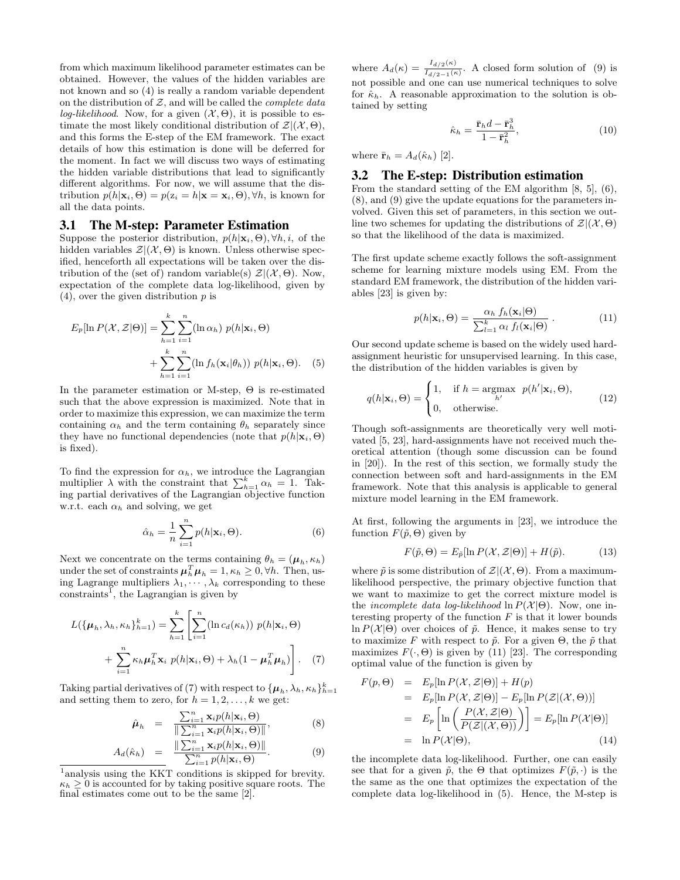from which maximum likelihood parameter estimates can be obtained. However, the values of the hidden variables are not known and so (4) is really a random variable dependent on the distribution of $\mathcal{Z}$, and will be called the *complete data log-likelihood*. Now, for a given $(\mathcal{X}, \Theta)$, it is possible to estimate the most likely conditional distribution of $\mathcal{Z}|(\mathcal{X}, \Theta)$, and this forms the E-step of the EM framework. The exact details of how this estimation is done will be deferred for the moment. In fact we will discuss two ways of estimating the hidden variable distributions that lead to significantly different algorithms. For now, we will assume that the distribution $p(h|\mathbf{x}_i, \Theta) = p(z_i = h|\mathbf{x} = \mathbf{x}_i, \Theta), \forall h$, is known for all the data points.

### 3.1 The M-step: Parameter Estimation

Suppose the posterior distribution, $p(h|\mathbf{x}_i, \Theta), \forall h, i$, of the hidden variables $\mathcal{Z}|(\mathcal{X}, \Theta)$ is known. Unless otherwise specified, henceforth all expectations will be taken over the distribution of the (set of) random variable(s) $\mathcal{Z}|(\mathcal{X}, \Theta)$. Now, expectation of the complete data log-likelihood, given by (4), over the given distribution $p$ is

$$
E_p[\ln P(\mathcal{X}, \mathcal{Z}|\Theta)] = \sum_{h=1}^{k}\sum_{i=1}^{n}(\ln \alpha_h)\ p(h|\mathbf{x}_i, \Theta) + \sum_{h=1}^{k}\sum_{i=1}^{n}(\ln f_h(\mathbf{x}_i|\theta_h))\ p(h|\mathbf{x}_i, \Theta). \quad (5)
$$

In the parameter estimation or M-step, $\Theta$ is re-estimated such that the above expression is maximized. Note that in order to maximize this expression, we can maximize the term containing $\alpha_h$ and the term containing $\theta_h$ separately since they have no functional dependencies (note that $p(h|\mathbf{x}_i, \Theta)$ is fixed).

To find the expression for $\alpha_h$, we introduce the Lagrangian multiplier $\lambda$ with the constraint that $\sum_{h=1}^{k} \alpha_h = 1$. Taking partial derivatives of the Lagrangian objective function w.r.t. each $\alpha_h$ and solving, we get

$$
\hat{\alpha}_h = \frac{1}{n}\sum_{i=1}^{n} p(h|\mathbf{x}_i, \Theta). \quad (6)
$$

Next we concentrate on the terms containing $\theta_h = (\boldsymbol{\mu}_h, \kappa_h)$ under the set of constraints $\boldsymbol{\mu}_h^T\boldsymbol{\mu}_h = 1, \kappa_h \geq 0, \forall h$. Then, using Lagrange multipliers $\lambda_1, \cdots, \lambda_k$ corresponding to these constraints[1], the Lagrangian is given by

$$
L(\{\boldsymbol{\mu}_h, \lambda_h, \kappa_h\}_{h=1}^{k}) = \sum_{h=1}^{k}\left[\sum_{i=1}^{n}(\ln c_d(\kappa_h))\ p(h|\mathbf{x}_i, \Theta) + \sum_{i=1}^{n}\kappa_h\boldsymbol{\mu}_h^T\mathbf{x}_i\ p(h|\mathbf{x}_i, \Theta) + \lambda_h(1 - \boldsymbol{\mu}_h^T\boldsymbol{\mu}_h)\right]. \quad (7)
$$

Taking partial derivatives of (7) with respect to $\{\boldsymbol{\mu}_h, \lambda_h, \kappa_h\}_{h=1}^{k}$ and setting them to zero, for $h = 1, 2, \ldots, k$ we get:

$$
\hat{\boldsymbol{\mu}}_h = \frac{\sum_{i=1}^{n}\mathbf{x}_i p(h|\mathbf{x}_i, \Theta)}{\|\sum_{i=1}^{n}\mathbf{x}_i p(h|\mathbf{x}_i, \Theta)\|}, \quad (8)
$$

$$
A_d(\hat{\kappa}_h) = \frac{\|\sum_{i=1}^{n}\mathbf{x}_i p(h|\mathbf{x}_i, \Theta)\|}{\sum_{i=1}^{n} p(h|\mathbf{x}_i, \Theta)}. \quad (9)
$$

[1] analysis using the KKT conditions is skipped for brevity. $\kappa_h \geq 0$ is accounted for by taking positive square roots. The final estimates come out to be the same [2].

where $A_d(\kappa) = \frac{I_{d/2}(\kappa)}{I_{d/2-1}(\kappa)}$. A closed form solution of (9) is not possible and one can use numerical techniques to solve for $\hat{\kappa}_h$. A reasonable approximation to the solution is obtained by setting

$$
\hat{\kappa}_h = \frac{\bar{\mathbf{r}}_h d - \bar{\mathbf{r}}_h^3}{1 - \bar{\mathbf{r}}_h^2}, \quad (10)
$$

where $\bar{\mathbf{r}}_h = A_d(\hat{\kappa}_h)$ [2].

### 3.2 The E-step: Distribution estimation

From the standard setting of the EM algorithm [8, 5], (6), (8), and (9) give the update equations for the parameters involved. Given this set of parameters, in this section we outline two schemes for updating the distributions of $\mathcal{Z}|(\mathcal{X}, \Theta)$ so that the likelihood of the data is maximized.

The first update scheme exactly follows the soft-assignment scheme for learning mixture models using EM. From the standard EM framework, the distribution of the hidden variables [23] is given by:

$$
p(h|\mathbf{x}_i, \Theta) = \frac{\alpha_h\ f_h(\mathbf{x}_i|\Theta)}{\sum_{l=1}^{k}\alpha_l\ f_l(\mathbf{x}_i|\Theta)}. \quad (11)
$$

Our second update scheme is based on the widely used hard-assignment heuristic for unsupervised learning. In this case, the distribution of the hidden variables is given by

$$
q(h|\mathbf{x}_i, \Theta) = \begin{cases} 1, & \text{if } h = \underset{h'}{\text{argmax}}\ \ p(h'|\mathbf{x}_i, \Theta), \\ 0, & \text{otherwise.} \end{cases} \quad (12)
$$

Though soft-assignments are theoretically very well motivated [5, 23], hard-assignments have not received much theoretical attention (though some discussion can be found in [20]). In the rest of this section, we formally study the connection between soft and hard-assignments in the EM framework. Note that this analysis is applicable to general mixture model learning in the EM framework.

At first, following the arguments in [23], we introduce the function $F(\tilde{p}, \Theta)$ given by

$$
F(\tilde{p}, \Theta) = E_{\tilde{p}}[\ln P(\mathcal{X}, \mathcal{Z}|\Theta)] + H(\tilde{p}). \quad (13)
$$

where $\tilde{p}$ is some distribution of $\mathcal{Z}|(\mathcal{X}, \Theta)$. From a maximum-likelihood perspective, the primary objective function that we want to maximize to get the correct mixture model is the *incomplete data log-likelihood* $\ln P(\mathcal{X}|\Theta)$. Now, one interesting property of the function $F$ is that it lower bounds $\ln P(\mathcal{X}|\Theta)$ over choices of $\tilde{p}$. Hence, it makes sense to try to maximize $F$ with respect to $\tilde{p}$. For a given $\Theta$, the $\tilde{p}$ that maximizes $F(\cdot, \Theta)$ is given by (11) [23]. The corresponding optimal value of the function is given by

$$
\begin{aligned}
F(p, \Theta) &= E_p[\ln P(\mathcal{X}, \mathcal{Z}|\Theta)] + H(p) \\
&= E_p[\ln P(\mathcal{X}, \mathcal{Z}|\Theta)] - E_p[\ln P(\mathcal{Z}|(\mathcal{X}, \Theta))] \\
&= E_p\left[\ln\left(\frac{P(\mathcal{X}, \mathcal{Z}|\Theta)}{P(\mathcal{Z}|(\mathcal{X}, \Theta))}\right)\right] = E_p[\ln P(\mathcal{X}|\Theta)] \\
&= \ln P(\mathcal{X}|\Theta), \quad (14)
\end{aligned}
$$

the incomplete data log-likelihood. Further, one can easily see that for a given $\tilde{p}$, the $\Theta$ that optimizes $F(\tilde{p}, \cdot)$ is the the same as the one that optimizes the expectation of the complete data log-likelihood in (5). Hence, the M-step is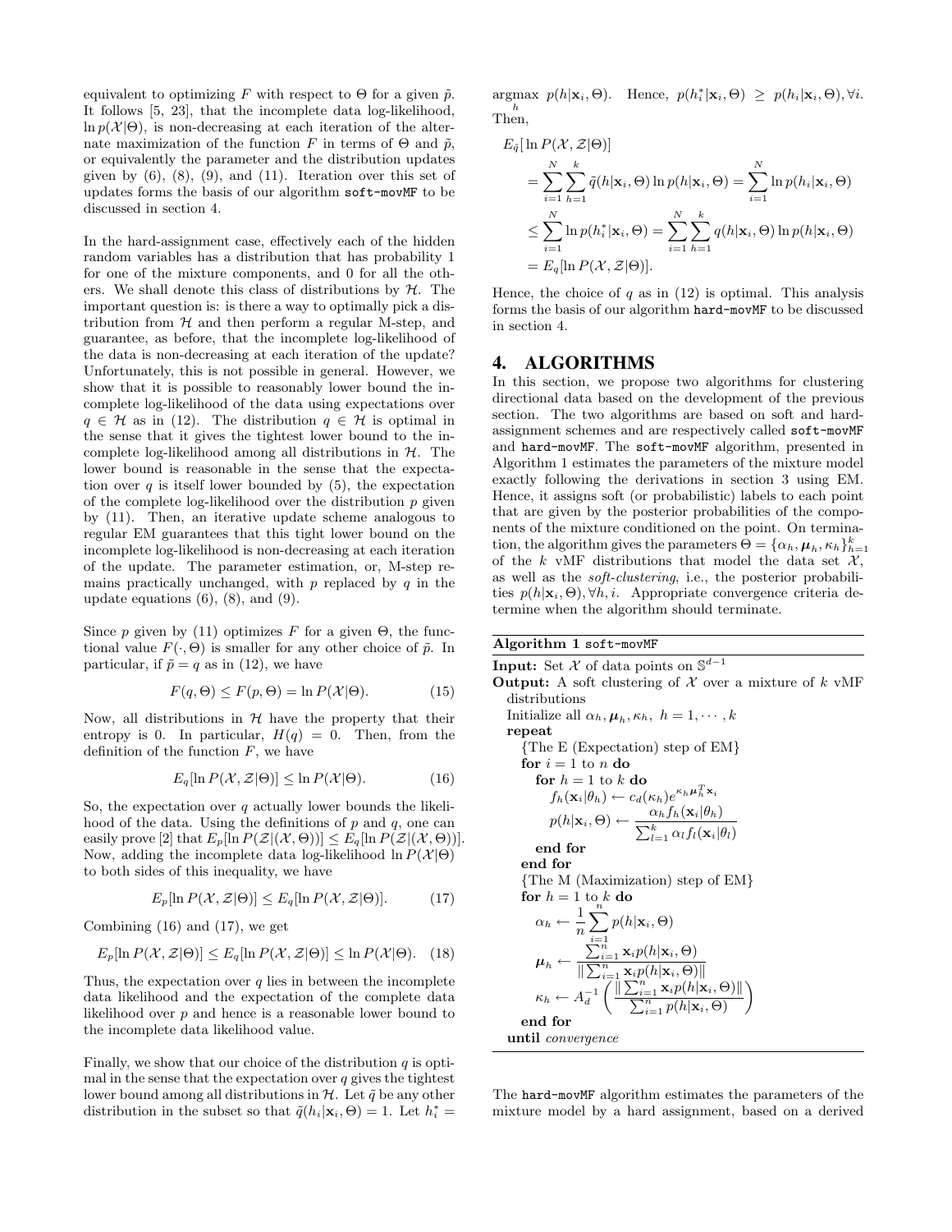equivalent to optimizing $F$ with respect to $\Theta$ for a given $\tilde{p}$. It follows [5, 23], that the incomplete data log-likelihood, $\ln p(\mathcal{X}|\Theta)$, is non-decreasing at each iteration of the alternate maximization of the function $F$ in terms of $\Theta$ and $\tilde{p}$, or equivalently the parameter and the distribution updates given by (6), (8), (9), and (11). Iteration over this set of updates forms the basis of our algorithm `soft-movMF` to be discussed in section 4.

In the hard-assignment case, effectively each of the hidden random variables has a distribution that has probability 1 for one of the mixture components, and 0 for all the others. We shall denote this class of distributions by $\mathcal{H}$. The important question is: is there a way to optimally pick a distribution from $\mathcal{H}$ and then perform a regular M-step, and guarantee, as before, that the incomplete log-likelihood of the data is non-decreasing at each iteration of the update? Unfortunately, this is not possible in general. However, we show that it is possible to reasonably lower bound the incomplete log-likelihood of the data using expectations over $q \in \mathcal{H}$ as in (12). The distribution $q \in \mathcal{H}$ is optimal in the sense that it gives the tightest lower bound to the incomplete log-likelihood among all distributions in $\mathcal{H}$. The lower bound is reasonable in the sense that the expectation over $q$ is itself lower bounded by (5), the expectation of the complete log-likelihood over the distribution $p$ given by (11). Then, an iterative update scheme analogous to regular EM guarantees that this tight lower bound on the incomplete log-likelihood is non-decreasing at each iteration of the update. The parameter estimation, or, M-step remains practically unchanged, with $p$ replaced by $q$ in the update equations (6), (8), and (9).

Since $p$ given by (11) optimizes $F$ for a given $\Theta$, the functional value $F(\cdot, \Theta)$ is smaller for any other choice of $\tilde{p}$. In particular, if $\tilde{p} = q$ as in (12), we have

$$F(q, \Theta) \leq F(p, \Theta) = \ln P(\mathcal{X}|\Theta). \tag{15}$$

Now, all distributions in $\mathcal{H}$ have the property that their entropy is 0. In particular, $H(q) = 0$. Then, from the definition of the function $F$, we have

$$E_q[\ln P(\mathcal{X}, \mathcal{Z}|\Theta)] \leq \ln P(\mathcal{X}|\Theta). \tag{16}$$

So, the expectation over $q$ actually lower bounds the likelihood of the data. Using the definitions of $p$ and $q$, one can easily prove [2] that $E_p[\ln P(\mathcal{Z}|(\mathcal{X}, \Theta))] \leq E_q[\ln P(\mathcal{Z}|(\mathcal{X}, \Theta))]$. Now, adding the incomplete data log-likelihood $\ln P(\mathcal{X}|\Theta)$ to both sides of this inequality, we have

$$E_p[\ln P(\mathcal{X}, \mathcal{Z}|\Theta)] \leq E_q[\ln P(\mathcal{X}, \mathcal{Z}|\Theta)]. \tag{17}$$

Combining (16) and (17), we get

$$E_p[\ln P(\mathcal{X}, \mathcal{Z}|\Theta)] \leq E_q[\ln P(\mathcal{X}, \mathcal{Z}|\Theta)] \leq \ln P(\mathcal{X}|\Theta). \tag{18}$$

Thus, the expectation over $q$ lies in between the incomplete data likelihood and the expectation of the complete data likelihood over $p$ and hence is a reasonable lower bound to the incomplete data likelihood value.

Finally, we show that our choice of the distribution $q$ is optimal in the sense that the expectation over $q$ gives the tightest lower bound among all distributions in $\mathcal{H}$. Let $\tilde{q}$ be any other distribution in the subset so that $\tilde{q}(h_i|\mathbf{x}_i, \Theta) = 1$. Let $h_i^* = \underset{h}{\operatorname{argmax}}\ p(h|\mathbf{x}_i, \Theta)$. Hence, $p(h_i^*|\mathbf{x}_i, \Theta) \geq p(h_i|\mathbf{x}_i, \Theta), \forall i$. Then,

$$
\begin{aligned}
&E_{\tilde{q}}[\ln P(\mathcal{X}, \mathcal{Z}|\Theta)] \\
&\quad= \sum_{i=1}^{N}\sum_{h=1}^{k} \tilde{q}(h|\mathbf{x}_i, \Theta) \ln p(h|\mathbf{x}_i, \Theta) = \sum_{i=1}^{N} \ln p(h_i|\mathbf{x}_i, \Theta) \\
&\quad\leq \sum_{i=1}^{N} \ln p(h_i^*|\mathbf{x}_i, \Theta) = \sum_{i=1}^{N}\sum_{h=1}^{k} q(h|\mathbf{x}_i, \Theta) \ln p(h|\mathbf{x}_i, \Theta) \\
&\quad= E_q[\ln P(\mathcal{X}, \mathcal{Z}|\Theta)].
\end{aligned}
$$

Hence, the choice of $q$ as in (12) is optimal. This analysis forms the basis of our algorithm `hard-movMF` to be discussed in section 4.

# 4. ALGORITHMS

In this section, we propose two algorithms for clustering directional data based on the development of the previous section. The two algorithms are based on soft and hard-assignment schemes and are respectively called `soft-movMF` and `hard-movMF`. The `soft-movMF` algorithm, presented in Algorithm 1 estimates the parameters of the mixture model exactly following the derivations in section 3 using EM. Hence, it assigns soft (or probabilistic) labels to each point that are given by the posterior probabilities of the components of the mixture conditioned on the point. On termination, the algorithm gives the parameters $\Theta = \{\alpha_h, \boldsymbol{\mu}_h, \kappa_h\}_{h=1}^k$ of the $k$ vMF distributions that model the data set $\mathcal{X}$, as well as the *soft-clustering*, i.e., the posterior probabilities $p(h|\mathbf{x}_i, \Theta), \forall h, i$. Appropriate convergence criteria determine when the algorithm should terminate.

**Algorithm 1** `soft-movMF`

**Input:** Set $\mathcal{X}$ of data points on $\mathbb{S}^{d-1}$
**Output:** A soft clustering of $\mathcal{X}$ over a mixture of $k$ vMF distributions
Initialize all $\alpha_h, \boldsymbol{\mu}_h, \kappa_h,\ h = 1, \cdots, k$
**repeat**
  {The E (Expectation) step of EM}
  **for** $i = 1$ to $n$ **do**
    **for** $h = 1$ to $k$ **do**
      $f_h(\mathbf{x}_i|\theta_h) \leftarrow c_d(\kappa_h) e^{\kappa_h \boldsymbol{\mu}_h^T \mathbf{x}_i}$
      $p(h|\mathbf{x}_i, \Theta) \leftarrow \dfrac{\alpha_h f_h(\mathbf{x}_i|\theta_h)}{\sum_{l=1}^{k} \alpha_l f_l(\mathbf{x}_i|\theta_l)}$
    **end for**
  **end for**
  {The M (Maximization) step of EM}
  **for** $h = 1$ to $k$ **do**
    $\alpha_h \leftarrow \dfrac{1}{n}\sum_{i=1}^{n} p(h|\mathbf{x}_i, \Theta)$
    $\boldsymbol{\mu}_h \leftarrow \dfrac{\sum_{i=1}^{n} \mathbf{x}_i p(h|\mathbf{x}_i, \Theta)}{\|\sum_{i=1}^{n} \mathbf{x}_i p(h|\mathbf{x}_i, \Theta)\|}$
    $\kappa_h \leftarrow A_d^{-1}\left(\dfrac{\|\sum_{i=1}^{n} \mathbf{x}_i p(h|\mathbf{x}_i, \Theta)\|}{\sum_{i=1}^{n} p(h|\mathbf{x}_i, \Theta)}\right)$
  **end for**
**until** *convergence*

The `hard-movMF` algorithm estimates the parameters of the mixture model by a hard assignment, based on a derived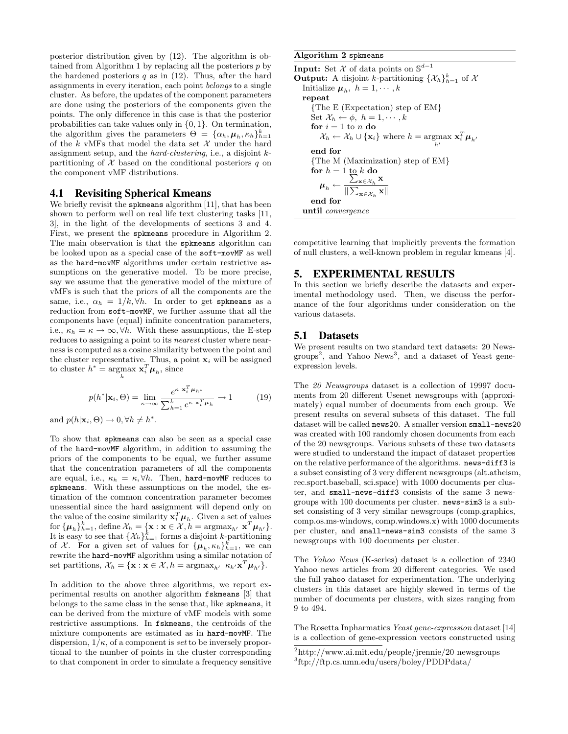posterior distribution given by (12). The algorithm is obtained from Algorithm 1 by replacing all the posteriors $p$ by the hardened posteriors $q$ as in (12). Thus, after the hard assignments in every iteration, each point *belongs* to a single cluster. As before, the updates of the component parameters are done using the posteriors of the components given the points. The only difference in this case is that the posterior probabilities can take values only in $\{0, 1\}$. On termination, the algorithm gives the parameters $\Theta = \{\alpha_h, \boldsymbol{\mu}_h, \kappa_h\}_{h=1}^k$ of the $k$ vMFs that model the data set $\mathcal{X}$ under the hard assignment setup, and the *hard-clustering*, i.e., a disjoint $k$-partitioning of $\mathcal{X}$ based on the conditional posteriors $q$ on the component vMF distributions.

## 4.1 Revisiting Spherical Kmeans

We briefly revisit the `spkmeans` algorithm [11], that has been shown to perform well on real life text clustering tasks [11, 3], in the light of the developments of sections 3 and 4. First, we present the `spkmeans` procedure in Algorithm 2. The main observation is that the `spkmeans` algorithm can be looked upon as a special case of the `soft-movMF` as well as the `hard-movMF` algorithms under certain restrictive assumptions on the generative model. To be more precise, say we assume that the generative model of the mixture of vMFs is such that the priors of all the components are the same, i.e., $\alpha_h = 1/k, \forall h$. In order to get `spkmeans` as a reduction from `soft-movMF`, we further assume that all the components have (equal) infinite concentration parameters, i.e., $\kappa_h = \kappa \to \infty, \forall h$. With these assumptions, the E-step reduces to assigning a point to its *nearest* cluster where nearness is computed as a cosine similarity between the point and the cluster representative. Thus, a point $\mathbf{x}_i$ will be assigned to cluster $h^* = \underset{h}{\operatorname{argmax}}\ \mathbf{x}_i^T \boldsymbol{\mu}_h$, since

$$p(h^*|\mathbf{x}_i, \Theta) = \lim_{\kappa \to \infty} \frac{e^{\kappa\ \mathbf{x}_i^T \boldsymbol{\mu}_{h^*}}}{\sum_{h=1}^k e^{\kappa\ \mathbf{x}_i^T \boldsymbol{\mu}_h}} \to 1 \qquad (19)$$

and $p(h|\mathbf{x}_i, \Theta) \to 0, \forall h \neq h^*$.

To show that `spkmeans` can also be seen as a special case of the `hard-movMF` algorithm, in addition to assuming the priors of the components to be equal, we further assume that the concentration parameters of all the components are equal, i.e., $\kappa_h = \kappa, \forall h$. Then, `hard-movMF` reduces to `spkmeans`. With these assumptions on the model, the estimation of the common concentration parameter becomes unessential since the hard assignment will depend only on the value of the cosine similarity $\mathbf{x}_i^T \boldsymbol{\mu}_h$. Given a set of values for $\{\boldsymbol{\mu}_h\}_{h=1}^k$, define $\mathcal{X}_h = \{\mathbf{x} : \mathbf{x} \in \mathcal{X}, h = \operatorname{argmax}_{h'}\ \mathbf{x}^T \boldsymbol{\mu}_{h'}\}$. It is easy to see that $\{\mathcal{X}_h\}_{h=1}^k$ forms a disjoint $k$-partitioning of $\mathcal{X}$. For a given set of values for $\{\boldsymbol{\mu}_h, \kappa_h\}_{h=1}^k$, we can rewrite the `hard-movMF` algorithm using a similar notation of set partitions, $\mathcal{X}_h = \{\mathbf{x} : \mathbf{x} \in \mathcal{X}, h = \operatorname{argmax}_{h'}\ \kappa_{h'} \mathbf{x}^T \boldsymbol{\mu}_{h'}\}$.

In addition to the above three algorithms, we report experimental results on another algorithm `fskmeans` [3] that belongs to the same class in the sense that, like `spkmeans`, it can be derived from the mixture of vMF models with some restrictive assumptions. In `fskmeans`, the centroids of the mixture components are estimated as in `hard-movMF`. The dispersion, $1/\kappa$, of a component is *set* to be inversely proportional to the number of points in the cluster corresponding to that component in order to simulate a frequency sensitive competitive learning that implicitly prevents the formation of null clusters, a well-known problem in regular kmeans [4].

**Algorithm 2** `spkmeans`

**Input:** Set $\mathcal{X}$ of data points on $\mathbb{S}^{d-1}$
**Output:** A disjoint $k$-partitioning $\{\mathcal{X}_h\}_{h=1}^k$ of $\mathcal{X}$
Initialize $\boldsymbol{\mu}_h,\ h = 1, \cdots, k$
**repeat**
  {The E (Expectation) step of EM}
  Set $\mathcal{X}_h \leftarrow \phi,\ h = 1, \cdots, k$
  **for** $i = 1$ to $n$ **do**
    $\mathcal{X}_h \leftarrow \mathcal{X}_h \cup \{\mathbf{x}_i\}$ where $h = \underset{h'}{\operatorname{argmax}}\ \mathbf{x}_i^T \boldsymbol{\mu}_{h'}$
  **end for**
  {The M (Maximization) step of EM}
  **for** $h = 1$ to $k$ **do**
    $\boldsymbol{\mu}_h \leftarrow \dfrac{\sum_{\mathbf{x} \in \mathcal{X}_h} \mathbf{x}}{\|\sum_{\mathbf{x} \in \mathcal{X}_h} \mathbf{x}\|}$
  **end for**
**until** *convergence*

# 5. EXPERIMENTAL RESULTS

In this section we briefly describe the datasets and experimental methodology used. Then, we discuss the performance of the four algorithms under consideration on the various datasets.

## 5.1 Datasets

We present results on two standard text datasets: 20 Newsgroups[2], and Yahoo News[3], and a dataset of Yeast gene-expression levels.

The *20 Newsgroups* dataset is a collection of 19997 documents from 20 different Usenet newsgroups with (approximately) equal number of documents from each group. We present results on several subsets of this dataset. The full dataset will be called `news20`. A smaller version `small-news20` was created with 100 randomly chosen documents from each of the 20 newsgroups. Various subsets of these two datasets were studied to understand the impact of dataset properties on the relative performance of the algorithms. `news-diff3` is a subset consisting of 3 very different newsgroups (alt.atheism, rec.sport.baseball, sci.space) with 1000 documents per cluster, and `small-news-diff3` consists of the same 3 newsgroups with 100 documents per cluster. `news-sim3` is a subset consisting of 3 very similar newsgroups (comp.graphics, comp.os.ms-windows, comp.windows.x) with 1000 documents per cluster, and `small-news-sim3` consists of the same 3 newsgroups with 100 documents per cluster.

The *Yahoo News* (K-series) dataset is a collection of 2340 Yahoo news articles from 20 different categories. We used the full `yahoo` dataset for experimentation. The underlying clusters in this dataset are highly skewed in terms of the number of documents per clusters, with sizes ranging from 9 to 494.

The Rosetta Inpharmatics *Yeast gene-expression* dataset [14] is a collection of gene-expression vectors constructed using

[2]http://www.ai.mit.edu/people/jrennie/20_newsgroups
[3]ftp://ftp.cs.umn.edu/users/boley/PDDPdata/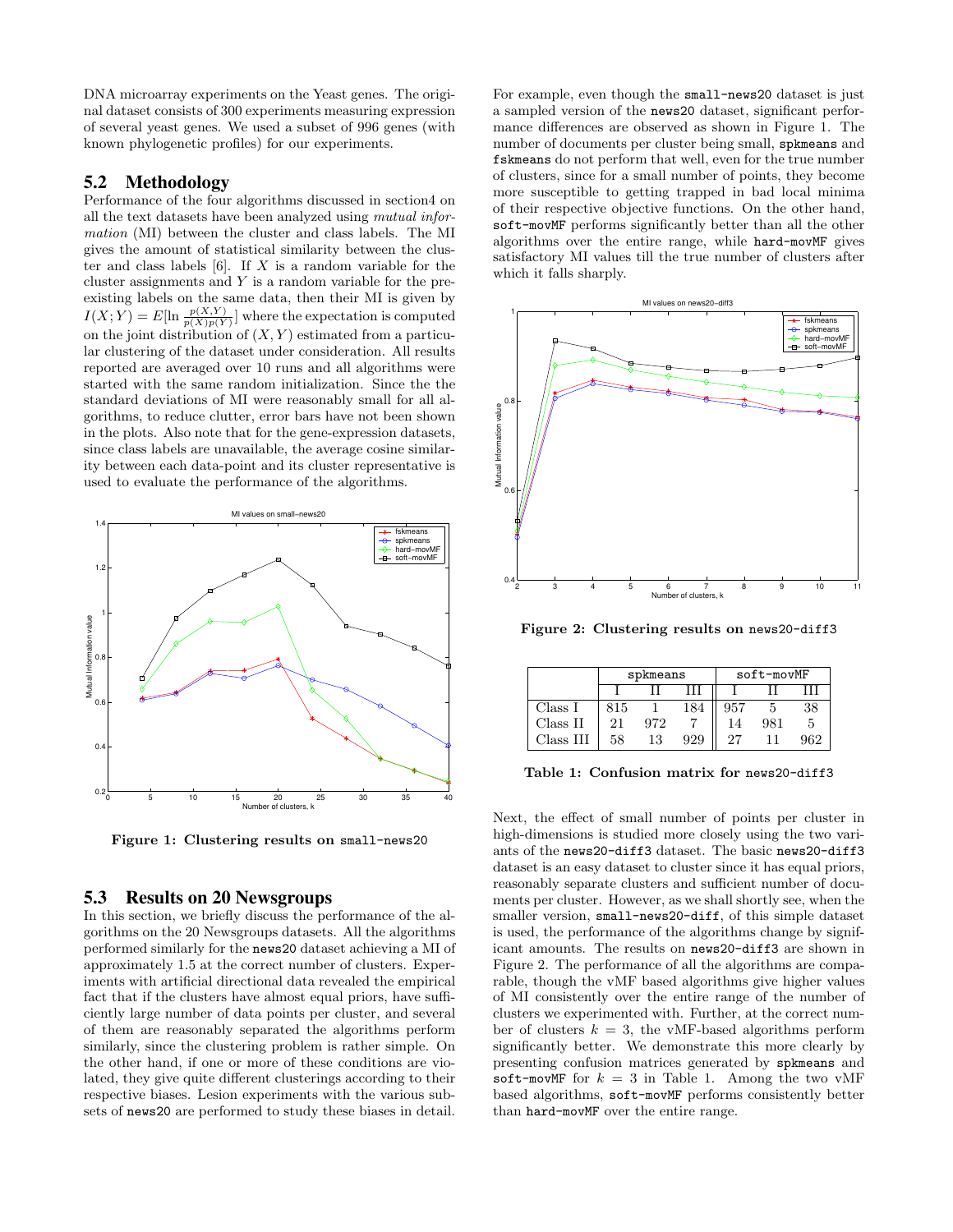DNA microarray experiments on the Yeast genes. The original dataset consists of 300 experiments measuring expression of several yeast genes. We used a subset of 996 genes (with known phylogenetic profiles) for our experiments.

## 5.2 Methodology

Performance of the four algorithms discussed in section4 on all the text datasets have been analyzed using *mutual information* (MI) between the cluster and class labels. The MI gives the amount of statistical similarity between the cluster and class labels [6]. If $X$ is a random variable for the cluster assignments and $Y$ is a random variable for the pre-existing labels on the same data, then their MI is given by $I(X;Y) = E[\ln \frac{p(X,Y)}{p(X)p(Y)}]$ where the expectation is computed on the joint distribution of $(X,Y)$ estimated from a particular clustering of the dataset under consideration. All results reported are averaged over 10 runs and all algorithms were started with the same random initialization. Since the the standard deviations of MI were reasonably small for all algorithms, to reduce clutter, error bars have not been shown in the plots. Also note that for the gene-expression datasets, since class labels are unavailable, the average cosine similarity between each data-point and its cluster representative is used to evaluate the performance of the algorithms.

**Figure 1: Clustering results on `small-news20`**

## 5.3 Results on 20 Newsgroups

In this section, we briefly discuss the performance of the algorithms on the 20 Newsgroups datasets. All the algorithms performed similarly for the `news20` dataset achieving a MI of approximately 1.5 at the correct number of clusters. Experiments with artificial directional data revealed the empirical fact that if the clusters have almost equal priors, have sufficiently large number of data points per cluster, and several of them are reasonably separated the algorithms perform similarly, since the clustering problem is rather simple. On the other hand, if one or more of these conditions are violated, they give quite different clusterings according to their respective biases. Lesion experiments with the various subsets of `news20` are performed to study these biases in detail.

For example, even though the `small-news20` dataset is just a sampled version of the `news20` dataset, significant performance differences are observed as shown in Figure 1. The number of documents per cluster being small, `spkmeans` and `fskmeans` do not perform that well, even for the true number of clusters, since for a small number of points, they become more susceptible to getting trapped in bad local minima of their respective objective functions. On the other hand, `soft-movMF` performs significantly better than all the other algorithms over the entire range, while `hard-movMF` gives satisfactory MI values till the true number of clusters after which it falls sharply.

**Figure 2: Clustering results on `news20-diff3`**

| | spkmeans | | | soft-movMF | | |
|---|---|---|---|---|---|---|
| | I | II | III | I | II | III |
| Class I | 815 | 1 | 184 | 957 | 5 | 38 |
| Class II | 21 | 972 | 7 | 14 | 981 | 5 |
| Class III | 58 | 13 | 929 | 27 | 11 | 962 |

**Table 1: Confusion matrix for `news20-diff3`**

Next, the effect of small number of points per cluster in high-dimensions is studied more closely using the two variants of the `news20-diff3` dataset. The basic `news20-diff3` dataset is an easy dataset to cluster since it has equal priors, reasonably separate clusters and sufficient number of documents per cluster. However, as we shall shortly see, when the smaller version, `small-news20-diff`, of this simple dataset is used, the performance of the algorithms change by significant amounts. The results on `news20-diff3` are shown in Figure 2. The performance of all the algorithms are comparable, though the vMF based algorithms give higher values of MI consistently over the entire range of the number of clusters we experimented with. Further, at the correct number of clusters $k = 3$, the vMF-based algorithms perform significantly better. We demonstrate this more clearly by presenting confusion matrices generated by `spkmeans` and `soft-movMF` for $k = 3$ in Table 1. Among the two vMF based algorithms, `soft-movMF` performs consistently better than `hard-movMF` over the entire range.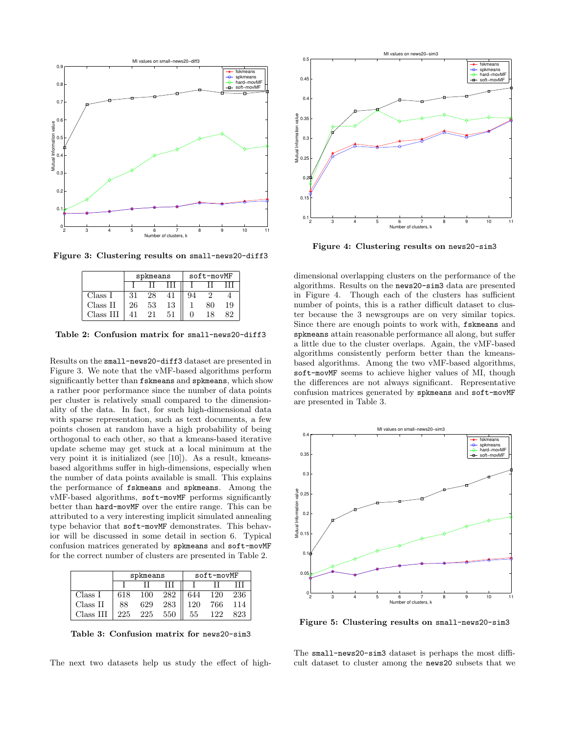Figure 3: Clustering results on `small-news20-diff3`

| | spkmeans | | | soft-movMF | | |
|---|---|---|---|---|---|---|
| | I | II | III | I | II | III |
| Class I | 31 | 28 | 41 | 94 | 2 | 4 |
| Class II | 26 | 53 | 13 | 1 | 80 | 19 |
| Class III | 41 | 21 | 51 | 0 | 18 | 82 |

**Table 2: Confusion matrix for `small-news20-diff3`**

Results on the `small-news20-diff3` dataset are presented in Figure 3. We note that the vMF-based algorithms perform significantly better than `fskmeans` and `spkmeans`, which show a rather poor performance since the number of data points per cluster is relatively small compared to the dimensionality of the data. In fact, for such high-dimensional data with sparse representation, such as text documents, a few points chosen at random have a high probability of being orthogonal to each other, so that a kmeans-based iterative update scheme may get stuck at a local minimum at the very point it is initialized (see [10]). As a result, kmeans-based algorithms suffer in high-dimensions, especially when the number of data points available is small. This explains the performance of `fskmeans` and `spkmeans`. Among the vMF-based algorithms, `soft-movMF` performs significantly better than `hard-movMF` over the entire range. This can be attributed to a very interesting implicit simulated annealing type behavior that `soft-movMF` demonstrates. This behavior will be discussed in some detail in section 6. Typical confusion matrices generated by `spkmeans` and `soft-movMF` for the correct number of clusters are presented in Table 2.

| | spkmeans | | | soft-movMF | | |
|---|---|---|---|---|---|---|
| | I | II | III | I | II | III |
| Class I | 618 | 100 | 282 | 644 | 120 | 236 |
| Class II | 88 | 629 | 283 | 120 | 766 | 114 |
| Class III | 225 | 225 | 550 | 55 | 122 | 823 |

**Table 3: Confusion matrix for `news20-sim3`**

The next two datasets help us study the effect of high-dimensional overlapping clusters on the performance of the algorithms. Results on the `news20-sim3` data are presented in Figure 4. Though each of the clusters has sufficient number of points, this is a rather difficult dataset to cluster because the 3 newsgroups are on very similar topics. Since there are enough points to work with, `fskmeans` and `spkmeans` attain reasonable performance all along, but suffer a little due to the cluster overlaps. Again, the vMF-based algorithms consistently perform better than the kmeans-based algorithms. Among the two vMF-based algorithms, `soft-movMF` seems to achieve higher values of MI, though the differences are not always significant. Representative confusion matrices generated by `spkmeans` and `soft-movMF` are presented in Table 3.

Figure 4: Clustering results on `news20-sim3`

Figure 5: Clustering results on `small-news20-sim3`

The `small-news20-sim3` dataset is perhaps the most difficult dataset to cluster among the `news20` subsets that we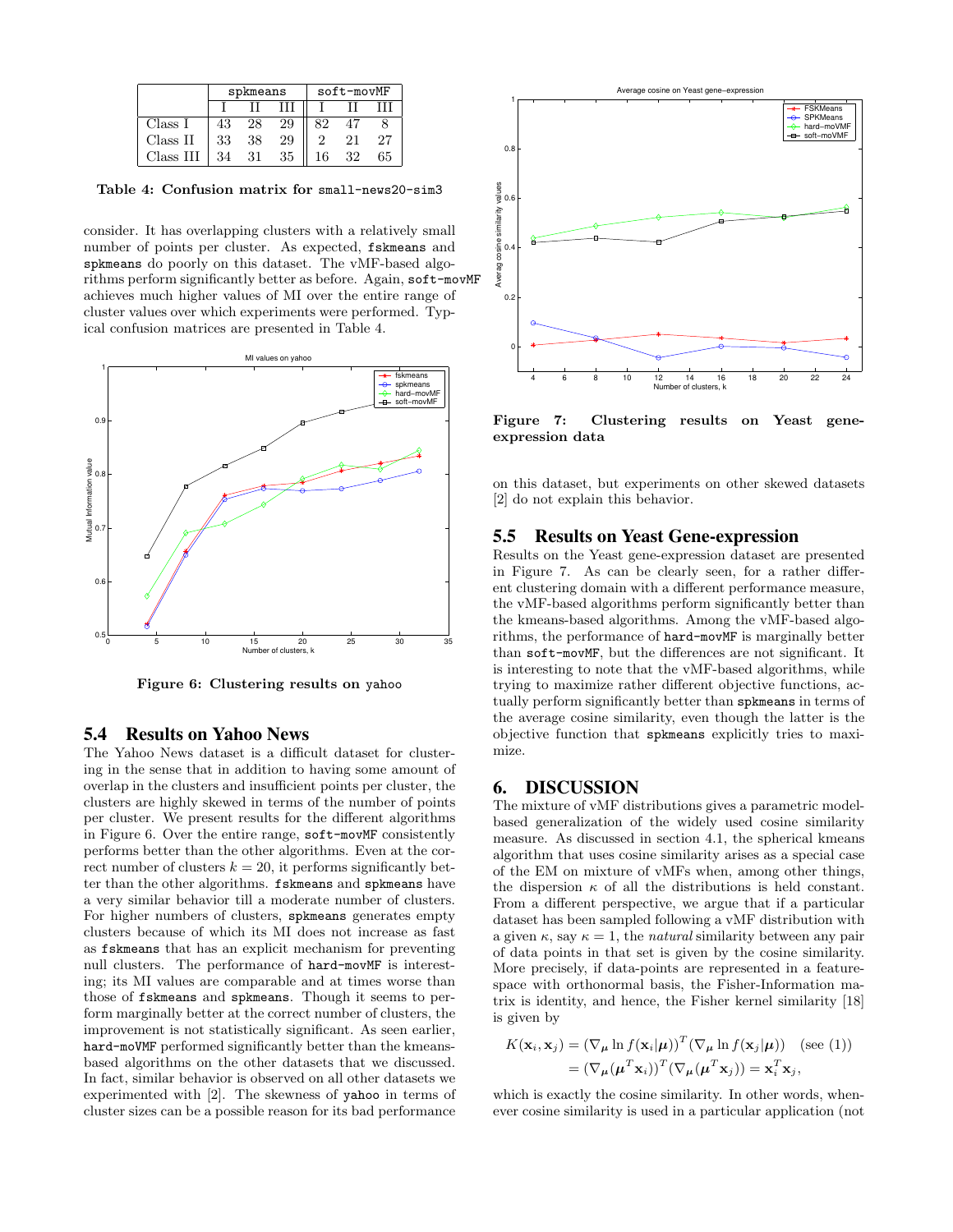| | spkmeans | | | soft-movMF | | |
|---|---|---|---|---|---|---|
| | I | II | III | I | II | III |
| Class I | 43 | 28 | 29 | 82 | 47 | 8 |
| Class II | 33 | 38 | 29 | 2 | 21 | 27 |
| Class III | 34 | 31 | 35 | 16 | 32 | 65 |

**Table 4: Confusion matrix for small-news20-sim3**

consider. It has overlapping clusters with a relatively small number of points per cluster. As expected, fskmeans and spkmeans do poorly on this dataset. The vMF-based algorithms perform significantly better as before. Again, soft-movMF achieves much higher values of MI over the entire range of cluster values over which experiments were performed. Typical confusion matrices are presented in Table 4.

**Figure 6: Clustering results on yahoo**

## 5.4 Results on Yahoo News

The Yahoo News dataset is a difficult dataset for clustering in the sense that in addition to having some amount of overlap in the clusters and insufficient points per cluster, the clusters are highly skewed in terms of the number of points per cluster. We present results for the different algorithms in Figure 6. Over the entire range, soft-movMF consistently performs better than the other algorithms. Even at the correct number of clusters $k = 20$, it performs significantly better than the other algorithms. fskmeans and spkmeans have a very similar behavior till a moderate number of clusters. For higher numbers of clusters, spkmeans generates empty clusters because of which its MI does not increase as fast as fskmeans that has an explicit mechanism for preventing null clusters. The performance of hard-movMF is interesting; its MI values are comparable and at times worse than those of fskmeans and spkmeans. Though it seems to perform marginally better at the correct number of clusters, the improvement is not statistically significant. As seen earlier, hard-movMF performed significantly better than the kmeans-based algorithms on the other datasets that we discussed. In fact, similar behavior is observed on all other datasets we experimented with [2]. The skewness of yahoo in terms of cluster sizes can be a possible reason for its bad performance on this dataset, but experiments on other skewed datasets [2] do not explain this behavior.

**Figure 7: Clustering results on Yeast gene-expression data**

## 5.5 Results on Yeast Gene-expression

Results on the Yeast gene-expression dataset are presented in Figure 7. As can be clearly seen, for a rather different clustering domain with a different performance measure, the vMF-based algorithms perform significantly better than the kmeans-based algorithms. Among the vMF-based algorithms, the performance of hard-movMF is marginally better than soft-movMF, but the differences are not significant. It is interesting to note that the vMF-based algorithms, while trying to maximize rather different objective functions, actually perform significantly better than spkmeans in terms of the average cosine similarity, even though the latter is the objective function that spkmeans explicitly tries to maximize.

# 6. DISCUSSION

The mixture of vMF distributions gives a parametric model-based generalization of the widely used cosine similarity measure. As discussed in section 4.1, the spherical kmeans algorithm that uses cosine similarity arises as a special case of the EM on mixture of vMFs when, among other things, the dispersion $\kappa$ of all the distributions is held constant. From a different perspective, we argue that if a particular dataset has been sampled following a vMF distribution with a given $\kappa$, say $\kappa = 1$, the *natural* similarity between any pair of data points in that set is given by the cosine similarity. More precisely, if data-points are represented in a feature-space with orthonormal basis, the Fisher-Information matrix is identity, and hence, the Fisher kernel similarity [18] is given by

$$K(\mathbf{x}_i, \mathbf{x}_j) = (\nabla_{\boldsymbol{\mu}} \ln f(\mathbf{x}_i|\boldsymbol{\mu}))^T (\nabla_{\boldsymbol{\mu}} \ln f(\mathbf{x}_j|\boldsymbol{\mu})) \quad \text{(see (1))}$$
$$= (\nabla_{\boldsymbol{\mu}}(\boldsymbol{\mu}^T \mathbf{x}_i))^T (\nabla_{\boldsymbol{\mu}}(\boldsymbol{\mu}^T \mathbf{x}_j)) = \mathbf{x}_i^T \mathbf{x}_j,$$

which is exactly the cosine similarity. In other words, whenever cosine similarity is used in a particular application (not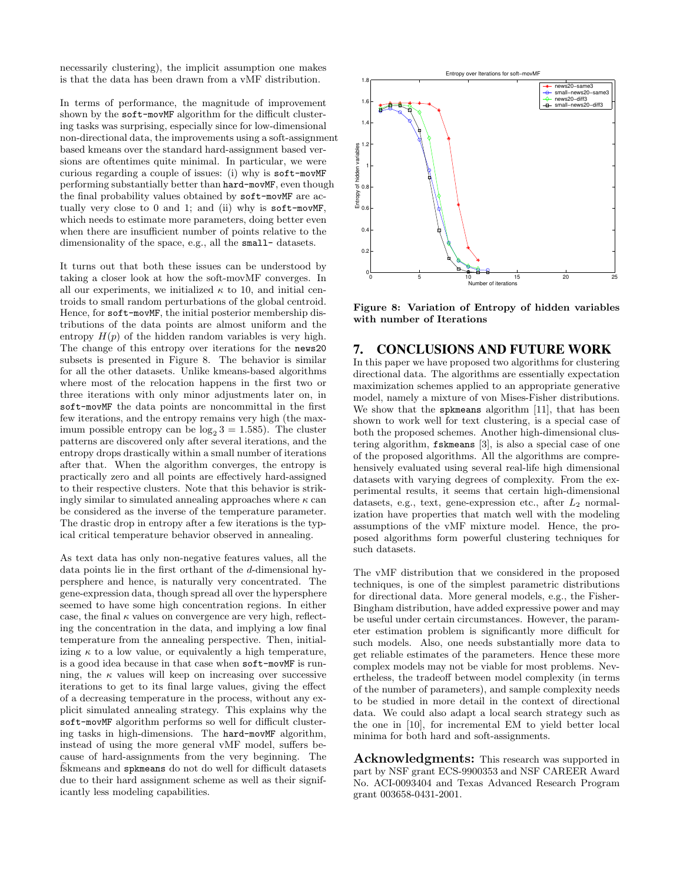necessarily clustering), the implicit assumption one makes is that the data has been drawn from a vMF distribution.

In terms of performance, the magnitude of improvement shown by the soft-movMF algorithm for the difficult clustering tasks was surprising, especially since for low-dimensional non-directional data, the improvements using a soft-assignment based kmeans over the standard hard-assignment based versions are oftentimes quite minimal. In particular, we were curious regarding a couple of issues: (i) why is soft-movMF performing substantially better than hard-movMF, even though the final probability values obtained by soft-movMF are actually very close to 0 and 1; and (ii) why is soft-movMF, which needs to estimate more parameters, doing better even when there are insufficient number of points relative to the dimensionality of the space, e.g., all the small- datasets.

It turns out that both these issues can be understood by taking a closer look at how the soft-movMF converges. In all our experiments, we initialized $\kappa$ to 10, and initial centroids to small random perturbations of the global centroid. Hence, for soft-movMF, the initial posterior membership distributions of the data points are almost uniform and the entropy $H(p)$ of the hidden random variables is very high. The change of this entropy over iterations for the news20 subsets is presented in Figure 8. The behavior is similar for all the other datasets. Unlike kmeans-based algorithms where most of the relocation happens in the first two or three iterations with only minor adjustments later on, in soft-movMF the data points are noncommittal in the first few iterations, and the entropy remains very high (the maximum possible entropy can be $\log_2 3 = 1.585$). The cluster patterns are discovered only after several iterations, and the entropy drops drastically within a small number of iterations after that. When the algorithm converges, the entropy is practically zero and all points are effectively hard-assigned to their respective clusters. Note that this behavior is strikingly similar to simulated annealing approaches where $\kappa$ can be considered as the inverse of the temperature parameter. The drastic drop in entropy after a few iterations is the typical critical temperature behavior observed in annealing.

As text data has only non-negative features values, all the data points lie in the first orthant of the $d$-dimensional hypersphere and hence, is naturally very concentrated. The gene-expression data, though spread all over the hypersphere seemed to have some high concentration regions. In either case, the final $\kappa$ values on convergence are very high, reflecting the concentration in the data, and implying a low final temperature from the annealing perspective. Then, initializing $\kappa$ to a low value, or equivalently a high temperature, is a good idea because in that case when soft-movMF is running, the $\kappa$ values will keep on increasing over successive iterations to get to its final large values, giving the effect of a decreasing temperature in the process, without any explicit simulated annealing strategy. This explains why the soft-movMF algorithm performs so well for difficult clustering tasks in high-dimensions. The hard-movMF algorithm, instead of using the more general vMF model, suffers because of hard-assignments from the very beginning. The fskmeans and spkmeans do not do well for difficult datasets due to their hard assignment scheme as well as their significantly less modeling capabilities.

**Figure 8: Variation of Entropy of hidden variables with number of Iterations**

## 7. CONCLUSIONS AND FUTURE WORK

In this paper we have proposed two algorithms for clustering directional data. The algorithms are essentially expectation maximization schemes applied to an appropriate generative model, namely a mixture of von Mises-Fisher distributions. We show that the spkmeans algorithm [11], that has been shown to work well for text clustering, is a special case of both the proposed schemes. Another high-dimensional clustering algorithm, fskmeans [3], is also a special case of one of the proposed algorithms. All the algorithms are comprehensively evaluated using several real-life high dimensional datasets with varying degrees of complexity. From the experimental results, it seems that certain high-dimensional datasets, e.g., text, gene-expression etc., after $L_2$ normalization have properties that match well with the modeling assumptions of the vMF mixture model. Hence, the proposed algorithms form powerful clustering techniques for such datasets.

The vMF distribution that we considered in the proposed techniques, is one of the simplest parametric distributions for directional data. More general models, e.g., the Fisher-Bingham distribution, have added expressive power and may be useful under certain circumstances. However, the parameter estimation problem is significantly more difficult for such models. Also, one needs substantially more data to get reliable estimates of the parameters. Hence these more complex models may not be viable for most problems. Nevertheless, the tradeoff between model complexity (in terms of the number of parameters), and sample complexity needs to be studied in more detail in the context of directional data. We could also adapt a local search strategy such as the one in [10], for incremental EM to yield better local minima for both hard and soft-assignments.

**Acknowledgments:** This research was supported in part by NSF grant ECS-9900353 and NSF CAREER Award No. ACI-0093404 and Texas Advanced Research Program grant 003658-0431-2001.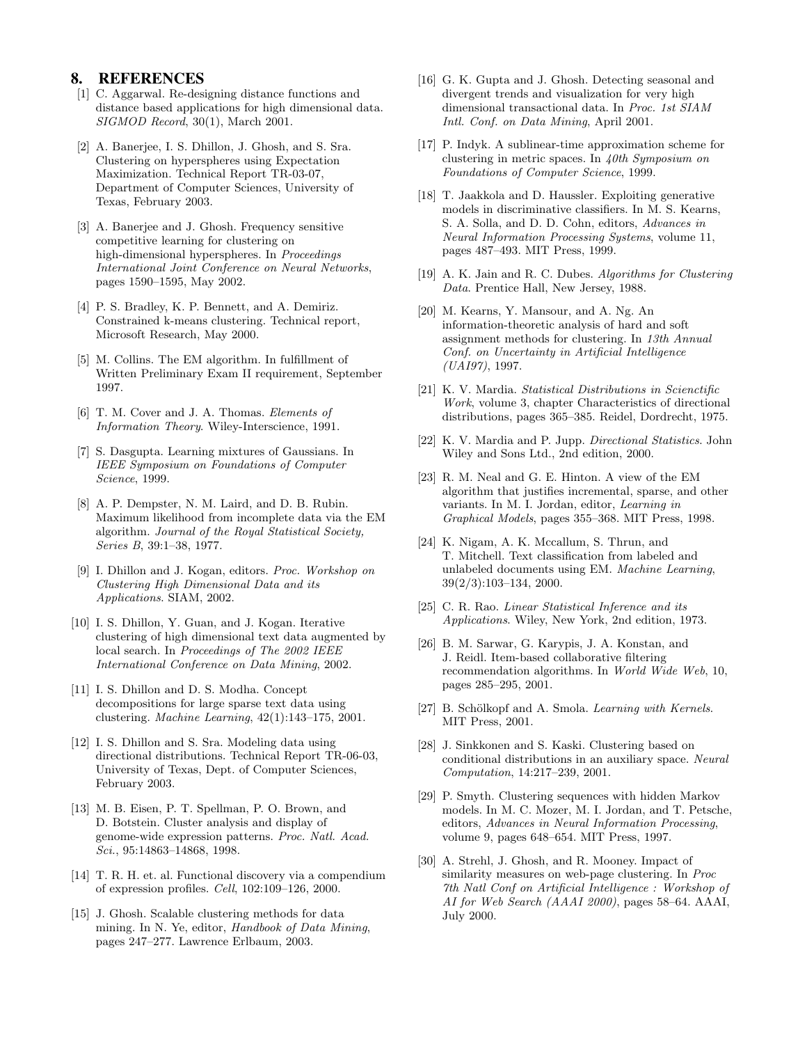## 8. REFERENCES

[1] C. Aggarwal. Re-designing distance functions and distance based applications for high dimensional data. *SIGMOD Record*, 30(1), March 2001.

[2] A. Banerjee, I. S. Dhillon, J. Ghosh, and S. Sra. Clustering on hyperspheres using Expectation Maximization. Technical Report TR-03-07, Department of Computer Sciences, University of Texas, February 2003.

[3] A. Banerjee and J. Ghosh. Frequency sensitive competitive learning for clustering on high-dimensional hyperspheres. In *Proceedings International Joint Conference on Neural Networks*, pages 1590–1595, May 2002.

[4] P. S. Bradley, K. P. Bennett, and A. Demiriz. Constrained k-means clustering. Technical report, Microsoft Research, May 2000.

[5] M. Collins. The EM algorithm. In fulfillment of Written Preliminary Exam II requirement, September 1997.

[6] T. M. Cover and J. A. Thomas. *Elements of Information Theory*. Wiley-Interscience, 1991.

[7] S. Dasgupta. Learning mixtures of Gaussians. In *IEEE Symposium on Foundations of Computer Science*, 1999.

[8] A. P. Dempster, N. M. Laird, and D. B. Rubin. Maximum likelihood from incomplete data via the EM algorithm. *Journal of the Royal Statistical Society, Series B*, 39:1–38, 1977.

[9] I. Dhillon and J. Kogan, editors. *Proc. Workshop on Clustering High Dimensional Data and its Applications*. SIAM, 2002.

[10] I. S. Dhillon, Y. Guan, and J. Kogan. Iterative clustering of high dimensional text data augmented by local search. In *Proceedings of The 2002 IEEE International Conference on Data Mining*, 2002.

[11] I. S. Dhillon and D. S. Modha. Concept decompositions for large sparse text data using clustering. *Machine Learning*, 42(1):143–175, 2001.

[12] I. S. Dhillon and S. Sra. Modeling data using directional distributions. Technical Report TR-06-03, University of Texas, Dept. of Computer Sciences, February 2003.

[13] M. B. Eisen, P. T. Spellman, P. O. Brown, and D. Botstein. Cluster analysis and display of genome-wide expression patterns. *Proc. Natl. Acad. Sci.*, 95:14863–14868, 1998.

[14] T. R. H. et. al. Functional discovery via a compendium of expression profiles. *Cell*, 102:109–126, 2000.

[15] J. Ghosh. Scalable clustering methods for data mining. In N. Ye, editor, *Handbook of Data Mining*, pages 247–277. Lawrence Erlbaum, 2003.

[16] G. K. Gupta and J. Ghosh. Detecting seasonal and divergent trends and visualization for very high dimensional transactional data. In *Proc. 1st SIAM Intl. Conf. on Data Mining*, April 2001.

[17] P. Indyk. A sublinear-time approximation scheme for clustering in metric spaces. In *40th Symposium on Foundations of Computer Science*, 1999.

[18] T. Jaakkola and D. Haussler. Exploiting generative models in discriminative classifiers. In M. S. Kearns, S. A. Solla, and D. D. Cohn, editors, *Advances in Neural Information Processing Systems*, volume 11, pages 487–493. MIT Press, 1999.

[19] A. K. Jain and R. C. Dubes. *Algorithms for Clustering Data*. Prentice Hall, New Jersey, 1988.

[20] M. Kearns, Y. Mansour, and A. Ng. An information-theoretic analysis of hard and soft assignment methods for clustering. In *13th Annual Conf. on Uncertainty in Artificial Intelligence (UAI97)*, 1997.

[21] K. V. Mardia. *Statistical Distributions in Scienctific Work*, volume 3, chapter Characteristics of directional distributions, pages 365–385. Reidel, Dordrecht, 1975.

[22] K. V. Mardia and P. Jupp. *Directional Statistics*. John Wiley and Sons Ltd., 2nd edition, 2000.

[23] R. M. Neal and G. E. Hinton. A view of the EM algorithm that justifies incremental, sparse, and other variants. In M. I. Jordan, editor, *Learning in Graphical Models*, pages 355–368. MIT Press, 1998.

[24] K. Nigam, A. K. Mccallum, S. Thrun, and T. Mitchell. Text classification from labeled and unlabeled documents using EM. *Machine Learning*, 39(2/3):103–134, 2000.

[25] C. R. Rao. *Linear Statistical Inference and its Applications*. Wiley, New York, 2nd edition, 1973.

[26] B. M. Sarwar, G. Karypis, J. A. Konstan, and J. Reidl. Item-based collaborative filtering recommendation algorithms. In *World Wide Web*, 10, pages 285–295, 2001.

[27] B. Schölkopf and A. Smola. *Learning with Kernels*. MIT Press, 2001.

[28] J. Sinkkonen and S. Kaski. Clustering based on conditional distributions in an auxiliary space. *Neural Computation*, 14:217–239, 2001.

[29] P. Smyth. Clustering sequences with hidden Markov models. In M. C. Mozer, M. I. Jordan, and T. Petsche, editors, *Advances in Neural Information Processing*, volume 9, pages 648–654. MIT Press, 1997.

[30] A. Strehl, J. Ghosh, and R. Mooney. Impact of similarity measures on web-page clustering. In *Proc 7th Natl Conf on Artificial Intelligence : Workshop of AI for Web Search (AAAI 2000)*, pages 58–64. AAAI, July 2000.